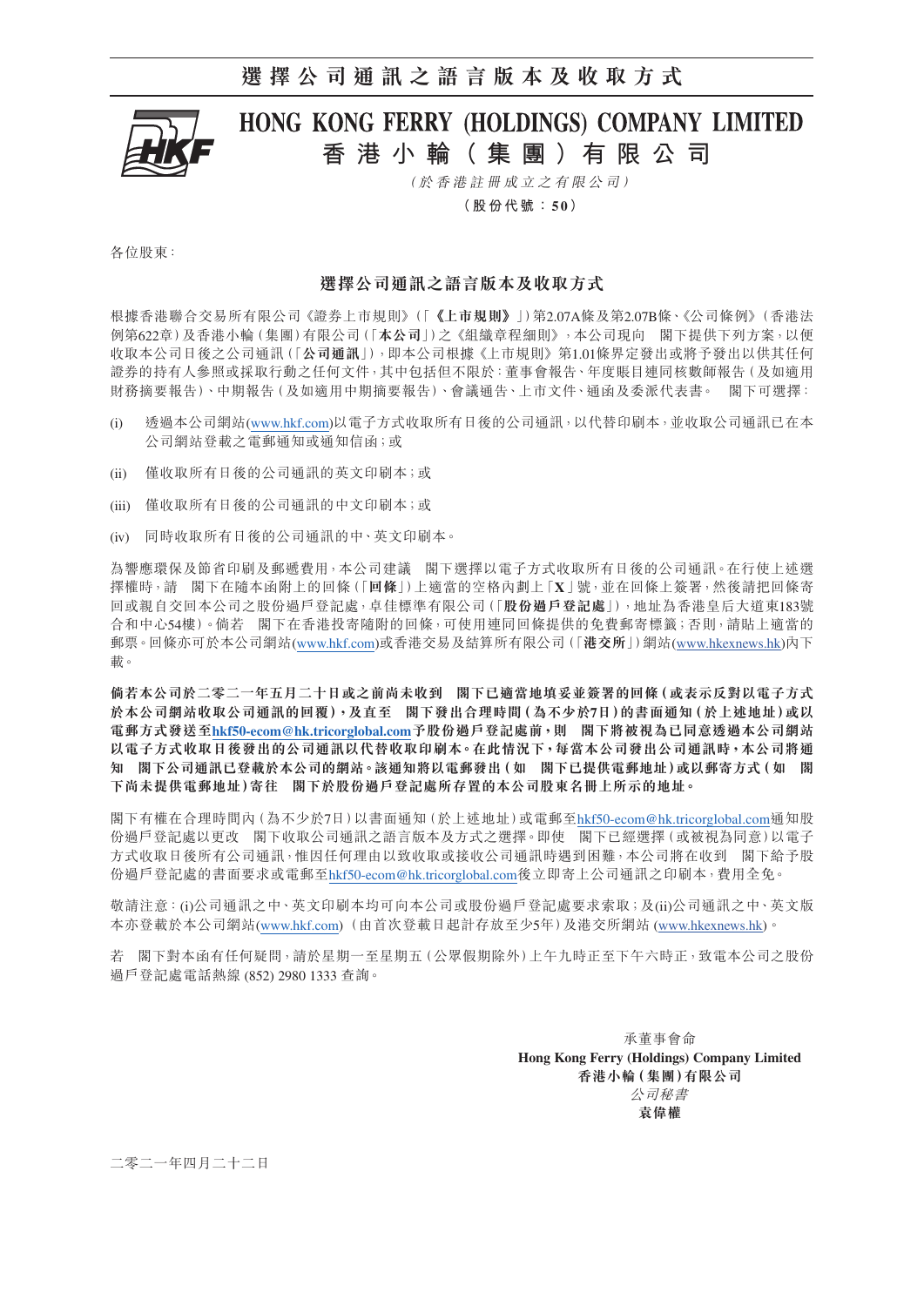# 選擇公司通訊之語言版本及收取方式

## HONG KONG FERRY (HOLDINGS) COMPANY LIMITED
## 香港小輪（集團）有限公司

*（於香港註冊成立之有限公司）*

**（股份代號：50）**

各位股東：

### 選擇公司通訊之語言版本及收取方式

根據香港聯合交易所有限公司《證券上市規則》（「**《上市規則》**」）第2.07A條及第2.07B條、《公司條例》（香港法例第622章）及香港小輪（集團）有限公司（「**本公司**」）之《組織章程細則》，本公司現向 閣下提供下列方案，以便收取本公司日後之公司通訊（「**公司通訊**」），即本公司根據《上市規則》第1.01條界定發出或將予發出以供其任何證券的持有人參照或採取行動之任何文件，其中包括但不限於：董事會報告、年度賬目連同核數師報告（及如適用財務摘要報告）、中期報告（及如適用中期摘要報告）、會議通告、上市文件、通函及委派代表書。 閣下可選擇：

(i) 透過本公司網站(www.hkf.com)以電子方式收取所有日後的公司通訊，以代替印刷本，並收取公司通訊已在本公司網站登載之電郵通知或通知信函；或

(ii) 僅收取所有日後的公司通訊的英文印刷本；或

(iii) 僅收取所有日後的公司通訊的中文印刷本；或

(iv) 同時收取所有日後的公司通訊的中、英文印刷本。

為響應環保及節省印刷及郵遞費用，本公司建議 閣下選擇以電子方式收取所有日後的公司通訊。在行使上述選擇權時，請 閣下在隨本函附上的回條（「**回條**」）上適當的空格內劃上「**X**」號，並在回條上簽署，然後請把回條寄回或親自交回本公司之股份過戶登記處，卓佳標準有限公司（「**股份過戶登記處**」），地址為香港皇后大道東183號合和中心54樓）。倘若 閣下在香港投寄隨附的回條，可使用連同回條提供的免費郵寄標籤；否則，請貼上適當的郵票。回條亦可於本公司網站(www.hkf.com)或香港交易及結算所有限公司（「**港交所**」）網站(www.hkexnews.hk)內下載。

**倘若本公司於二零二一年五月二十日或之前尚未收到 閣下已適當地填妥並簽署的回條（或表示反對以電子方式於本公司網站收取公司通訊的回覆），及直至 閣下發出合理時間（為不少於7日）的書面通知（於上述地址）或以電郵方式發送至hkf50-ecom@hk.tricorglobal.com予股份過戶登記處前，則 閣下將被視為已同意透過本公司網站以電子方式收取日後發出的公司通訊以代替收取印刷本。在此情況下，每當本公司發出公司通訊時，本公司將通知 閣下公司通訊已登載於本公司的網站。該通知將以電郵發出（如 閣下已提供電郵地址）或以郵寄方式（如 閣下尚未提供電郵地址）寄往 閣下於股份過戶登記處所存置的本公司股東名冊上所示的地址。**

閣下有權在合理時間內（為不少於7日）以書面通知（於上述地址）或電郵至hkf50-ecom@hk.tricorglobal.com通知股份過戶登記處以更改 閣下收取公司通訊之語言版本及方式之選擇。即使 閣下已經選擇（或被視為同意）以電子方式收取日後所有公司通訊，惟因任何理由以致收取或接收公司通訊時遇到困難，本公司將在收到 閣下給予股份過戶登記處的書面要求或電郵至hkf50-ecom@hk.tricorglobal.com後立即寄上公司通訊之印刷本，費用全免。

敬請注意：(i)公司通訊之中、英文印刷本均可向本公司或股份過戶登記處要求索取；及(ii)公司通訊之中、英文版本亦登載於本公司網站(www.hkf.com)（由首次登載日起計存放至少5年）及港交所網站(www.hkexnews.hk)。

若 閣下對本函有任何疑問，請於星期一至星期五（公眾假期除外）上午九時正至下午六時正，致電本公司之股份過戶登記處電話熱線 (852) 2980 1333 查詢。

承董事會命
**Hong Kong Ferry (Holdings) Company Limited**
**香港小輪（集團）有限公司**
*公司秘書*
**袁偉權**

二零二一年四月二十二日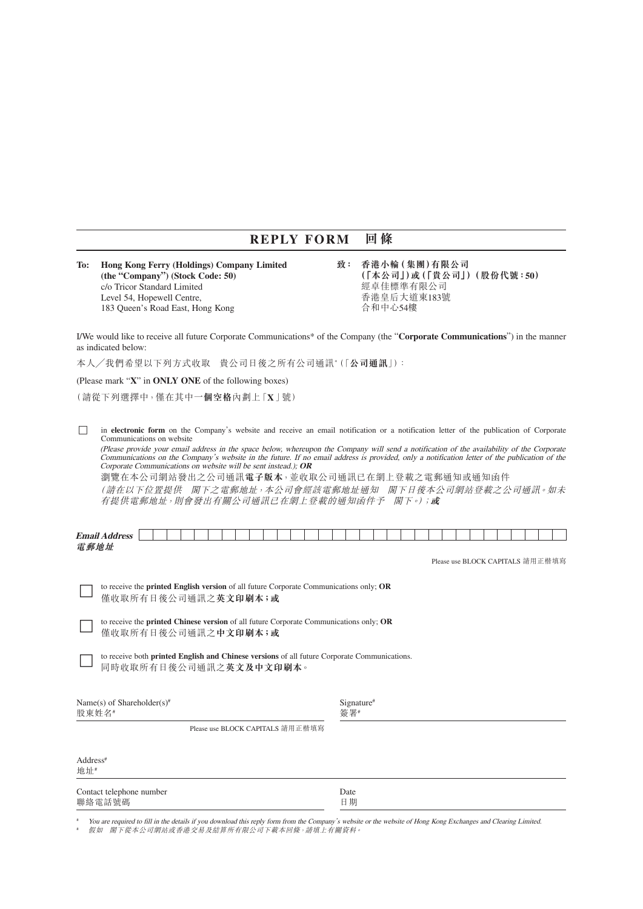# REPLY FORM 回條

**To: Hong Kong Ferry (Holdings) Company Limited**
**(the "Company") (Stock Code: 50)**
c/o Tricor Standard Limited
Level 54, Hopewell Centre,
183 Queen's Road East, Hong Kong

**致： 香港小輪(集團)有限公司**
**(「本公司」)或(「貴公司」)(股份代號：50)**
經卓佳標準有限公司
香港皇后大道東183號
合和中心54樓

I/We would like to receive all future Corporate Communications* of the Company (the "**Corporate Communications**") in the manner as indicated below:

本人╱我們希望以下列方式收取 貴公司日後之所有公司通訊*(「**公司通訊**」)：

(Please mark "**X**" in **ONLY ONE** of the following boxes)

(請從下列選擇中，僅在其中一**個空格**內劃上「**X**」號)

☐ in **electronic form** on the Company's website and receive an email notification or a notification letter of the publication of Corporate Communications on website
*(Please provide your email address in the space below, whereupon the Company will send a notification of the availability of the Corporate Communications on the Company's website in the future. If no email address is provided, only a notification letter of the publication of the Corporate Communications on website will be sent instead.);* ***OR***
瀏覽在本公司網站發出之公司通訊**電子版本**，並收取公司通訊已在網上登載之電郵通知或通知函件
*(請在以下位置提供 閣下之電郵地址，本公司會經該電郵地址通知 閣下日後本公司網站登載之公司通訊。如未有提供電郵地址，則會發出有關公司通訊已在網上登載的通知函件予 閣下。)；**或***

***Email Address***
***電郵地址*** ______________________________________________

Please use BLOCK CAPITALS 請用正楷填寫

☐ to receive the **printed English version** of all future Corporate Communications only; **OR**
僅收取所有日後公司通訊之**英文印刷本；或**

☐ to receive the **printed Chinese version** of all future Corporate Communications only; **OR**
僅收取所有日後公司通訊之**中文印刷本；或**

☐ to receive both **printed English and Chinese versions** of all future Corporate Communications.
同時收取所有日後公司通訊之**英文及中文印刷本**。

Name(s) of Shareholder(s)#
股東姓名# ______________________________

Please use BLOCK CAPITALS 請用正楷填寫

Signature#
簽署# ______________________________

Address#
地址# ______________________________

Contact telephone number
聯絡電話號碼 ______________________________

Date
日期 ______________________________

# *You are required to fill in the details if you download this reply form from the Company's website or the website of Hong Kong Exchanges and Clearing Limited.*

# *假如 閣下從本公司網站或香港交易及結算所有限公司下載本回條，請填上有關資料。*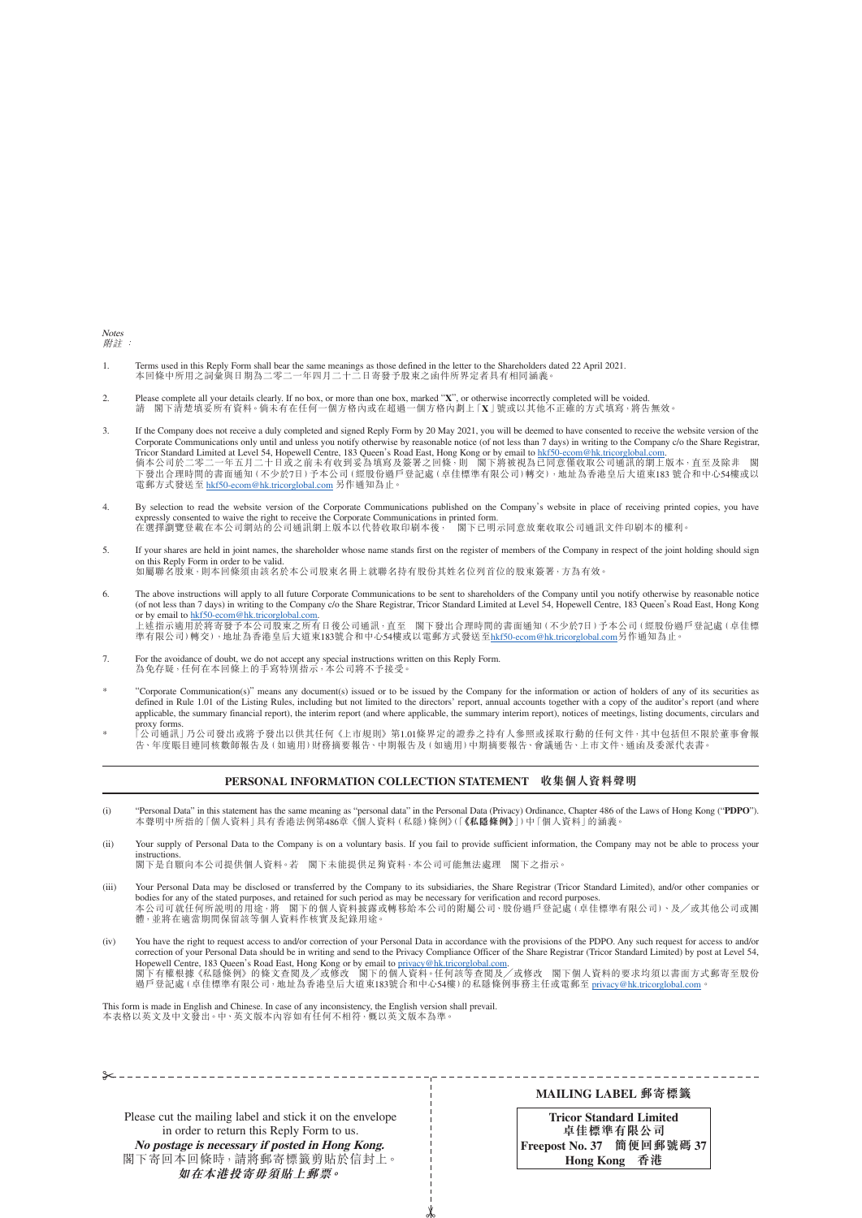*Notes*
*附註：*

1. Terms used in this Reply Form shall bear the same meanings as those defined in the letter to the Shareholders dated 22 April 2021.
本回條中所用之詞彙與日期為二零二一年四月二十二日寄發予股東之函件所界定者具有相同涵義。

2. Please complete all your details clearly. If no box, or more than one box, marked "X", or otherwise incorrectly completed will be voided.
請　閣下清楚填妥所有資料。倘未有在任何一個方格內或在超過一個方格內劃上「X」號或以其他不正確的方式填寫，將告無效。

3. If the Company does not receive a duly completed and signed Reply Form by 20 May 2021, you will be deemed to have consented to receive the website version of the Corporate Communications only until and unless you notify otherwise by reasonable notice (of not less than 7 days) in writing to the Company c/o the Share Registrar, Tricor Standard Limited at Level 54, Hopewell Centre, 183 Queen's Road East, Hong Kong or by email to hkf50-ecom@hk.tricorglobal.com.
倘本公司於二零二一年五月二十日或之前未有收到妥為填寫及簽署之回條，則　閣下將被視為已同意僅收取公司通訊的網上版本，直至及除非　閣下發出合理時間的書面通知（不少於7日）予本公司（經股份過戶登記處（卓佳標準有限公司）轉交），地址為香港皇后大道東183號合和中心54樓或以電郵方式發送至 hkf50-ecom@hk.tricorglobal.com 另作通知為止。

4. By selection to read the website version of the Corporate Communications published on the Company's website in place of receiving printed copies, you have expressly consented to waive the right to receive the Corporate Communications in printed form.
在選擇瀏覽登載在本公司網站的公司通訊網上版本以代替收取印刷本後，　閣下已明示同意放棄收取公司通訊文件印刷本的權利。

5. If your shares are held in joint names, the shareholder whose name stands first on the register of members of the Company in respect of the joint holding should sign on this Reply Form in order to be valid.
如屬聯名股東，則本回條須由該名於本公司股東名冊上就聯名持有股份其姓名位列首位的股東簽署，方為有效。

6. The above instructions will apply to all future Corporate Communications to be sent to shareholders of the Company until you notify otherwise by reasonable notice (of not less than 7 days) in writing to the Company c/o the Share Registrar, Tricor Standard Limited at Level 54, Hopewell Centre, 183 Queen's Road East, Hong Kong or by email to hkf50-ecom@hk.tricorglobal.com.
上述指示適用於將寄發予本公司股東之所有日後公司通訊，直至　閣下發出合理時間的書面通知（不少於7日）予本公司（經股份過戶登記處（卓佳標準有限公司）轉交），地址為香港皇后大道東183號合和中心54樓或以電郵方式發送至hkf50-ecom@hk.tricorglobal.com另作通知為止。

7. For the avoidance of doubt, we do not accept any special instructions written on this Reply Form.
為免存疑，任何在本回條上的手寫特別指示，本公司將不予接受。

\* "Corporate Communication(s)" means any document(s) issued or to be issued by the Company for the information or action of holders of any of its securities as defined in Rule 1.01 of the Listing Rules, including but not limited to the directors' report, annual accounts together with a copy of the auditor's report (and where applicable, the summary financial report), the interim report (and where applicable, the summary interim report), notices of meetings, listing documents, circulars and proxy forms.

\* 「公司通訊」乃公司發出或將予發出以供其任何《上市規則》第1.01條界定的證券之持有人參照或採取行動的任何文件，其中包括但不限於董事會報告、年度賬目連同核數師報告及（如適用）財務摘要報告、中期報告及（如適用）中期摘要報告、會議通告、上市文件、通函及委派代表書。

## PERSONAL INFORMATION COLLECTION STATEMENT　收集個人資料聲明

(i) "Personal Data" in this statement has the same meaning as "personal data" in the Personal Data (Privacy) Ordinance, Chapter 486 of the Laws of Hong Kong ("**PDPO**").
本聲明中所指的「個人資料」具有香港法例第486章《個人資料（私隱）條例》（「**《私隱條例》**」）中「個人資料」的涵義。

(ii) Your supply of Personal Data to the Company is on a voluntary basis. If you fail to provide sufficient information, the Company may not be able to process your instructions.
閣下是自願向本公司提供個人資料。若　閣下未能提供足夠資料，本公司可能無法處理　閣下之指示。

(iii) Your Personal Data may be disclosed or transferred by the Company to its subsidiaries, the Share Registrar (Tricor Standard Limited), and/or other companies or bodies for any of the stated purposes, and retained for such period as may be necessary for verification and record purposes.
本公司可就任何所說明的用途，將　閣下的個人資料披露或轉移給本公司的附屬公司、股份過戶登記處（卓佳標準有限公司）、及／或其他公司或團體，並將在適當期間保留該等個人資料作核實及紀錄用途。

(iv) You have the right to request access to and/or correction of your Personal Data in accordance with the provisions of the PDPO. Any such request for access to and/or correction of your Personal Data should be in writing and send to the Privacy Compliance Officer of the Share Registrar (Tricor Standard Limited) by post at Level 54, Hopewell Centre, 183 Queen's Road East, Hong Kong or by email to privacy@hk.tricorglobal.com.
閣下有權根據《私隱條例》的條文查閱及／或修改　閣下的個人資料。任何該等查閱及／或修改　閣下個人資料的要求均須以書面方式郵寄至股份過戶登記處（卓佳標準有限公司，地址為香港皇后大道東183號合和中心54樓）的私隱條例事務主任或電郵至 privacy@hk.tricorglobal.com。

This form is made in English and Chinese. In case of any inconsistency, the English version shall prevail.
本表格以英文及中文發出。中、英文版本內容如有任何不相符，概以英文版本為準。

Please cut the mailing label and stick it on the envelope in order to return this Reply Form to us.
***No postage is necessary if posted in Hong Kong.***
閣下寄回本回條時，請將郵寄標籤剪貼於信封上。
***如在本港投寄毋須貼上郵票。***

**MAILING LABEL 郵寄標籤**

**Tricor Standard Limited**
**卓佳標準有限公司**
**Freepost No. 37　簡便回郵號碼 37**
**Hong Kong　香港**